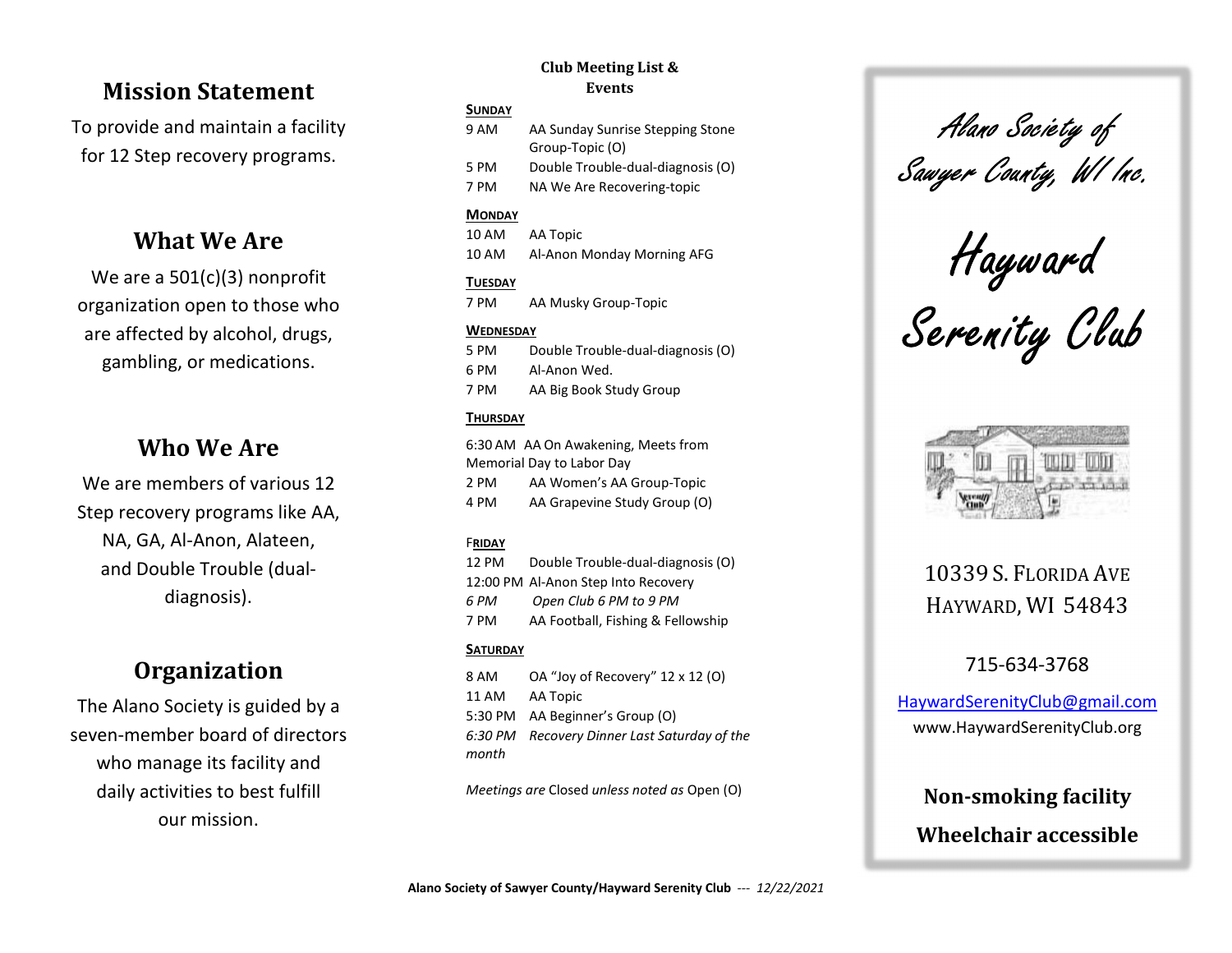## Mission Statement

To provide and maintain a facility for 12 Step recovery programs.

## What We Are

We are a 501(c)(3) nonprofit organization open to those who are affected by alcohol, drugs, gambling, or medications.

## Who We Are

We are members of various 12 Step recovery programs like AA, NA, GA, Al-Anon, Alateen, and Double Trouble (dual-diagnosis).

## Organization

The Alano Society is guided by a seven-member board of directors who manage its facility and daily activities to best fulfill our mission.

## Club Meeting List & Events

**SUNDAY**

9 AM AA Sunday Sunrise Stepping Stone Group-Topic (O)
5 PM Double Trouble-dual-diagnosis (O)
7 PM NA We Are Recovering-topic

**MONDAY**

10 AM AA Topic
10 AM Al-Anon Monday Morning AFG

**TUESDAY**

7 PM AA Musky Group-Topic

**WEDNESDAY**

5 PM Double Trouble-dual-diagnosis (O)
6 PM Al-Anon Wed.
7 PM AA Big Book Study Group

**THURSDAY**

6:30 AM AA On Awakening, Meets from Memorial Day to Labor Day
2 PM AA Women's AA Group-Topic
4 PM AA Grapevine Study Group (O)

**FRIDAY**

12 PM Double Trouble-dual-diagnosis (O)
12:00 PM Al-Anon Step Into Recovery
*6 PM Open Club 6 PM to 9 PM*
7 PM AA Football, Fishing & Fellowship

**SATURDAY**

8 AM OA "Joy of Recovery" 12 x 12 (O)
11 AM AA Topic
5:30 PM AA Beginner's Group (O)
*6:30 PM Recovery Dinner Last Saturday of the month*

*Meetings are* Closed *unless noted as* Open (O)

# Alano Society of Sawyer County, WI Inc.

# Hayward Serenity Club

10339 S. Florida Ave
Hayward, WI 54843

715-634-3768

HaywardSerenityClub@gmail.com
www.HaywardSerenityClub.org

**Non-smoking facility**

**Wheelchair accessible**

**Alano Society of Sawyer County/Hayward Serenity Club** --- *12/22/2021*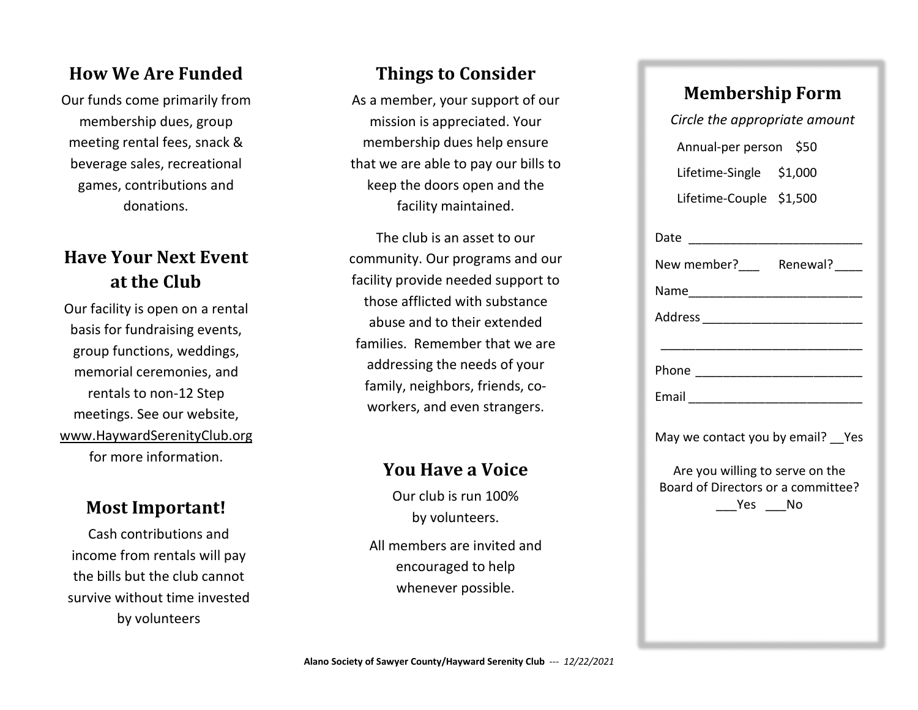## How We Are Funded

Our funds come primarily from membership dues, group meeting rental fees, snack & beverage sales, recreational games, contributions and donations.

## Have Your Next Event at the Club

Our facility is open on a rental basis for fundraising events, group functions, weddings, memorial ceremonies, and rentals to non-12 Step meetings. See our website, www.HaywardSerenityClub.org for more information.

## Most Important!

Cash contributions and income from rentals will pay the bills but the club cannot survive without time invested by volunteers

## Things to Consider

As a member, your support of our mission is appreciated. Your membership dues help ensure that we are able to pay our bills to keep the doors open and the facility maintained.

The club is an asset to our community. Our programs and our facility provide needed support to those afflicted with substance abuse and to their extended families. Remember that we are addressing the needs of your family, neighbors, friends, co-workers, and even strangers.

## You Have a Voice

Our club is run 100% by volunteers.

All members are invited and encouraged to help whenever possible.

## Membership Form

*Circle the appropriate amount*

| | |
|---|---|
| Annual-per person | $50 |
| Lifetime-Single | $1,000 |
| Lifetime-Couple | $1,500 |

Date ________________________

New member?___ Renewal?____

Name________________________

Address ______________________

____________________________

Phone _______________________

Email ________________________

May we contact you by email? __Yes

Are you willing to serve on the Board of Directors or a committee?
___Yes ___No

**Alano Society of Sawyer County/Hayward Serenity Club** --- *12/22/2021*